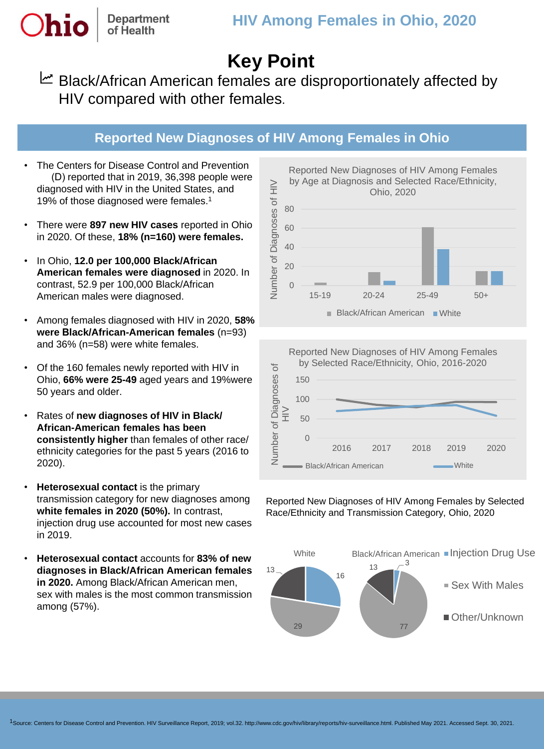# HIV Among Females in Ohio, 2020

## Key Point

Black/African American females are disproportionately affected by HIV compared with other females.

## Reported New Diagnoses of HIV Among Females in Ohio

- The Centers for Disease Control and Prevention (D) reported that in 2019, 36,398 people were diagnosed with HIV in the United States, and 19% of those diagnosed were females.[1]
- There were **897 new HIV cases** reported in Ohio in 2020. Of these, **18% (n=160) were females.**
- In Ohio, **12.0 per 100,000 Black/African American females were diagnosed** in 2020. In contrast, 52.9 per 100,000 Black/African American males were diagnosed.
- Among females diagnosed with HIV in 2020, **58% were Black/African-American females** (n=93) and 36% (n=58) were white females.
- Of the 160 females newly reported with HIV in Ohio, **66% were 25-49** aged years and 19%were 50 years and older.
- Rates of **new diagnoses of HIV in Black/ African-American females has been consistently higher** than females of other race/ ethnicity categories for the past 5 years (2016 to 2020).
- **Heterosexual contact** is the primary transmission category for new diagnoses among **white females in 2020 (50%).** In contrast, injection drug use accounted for most new cases in 2019.
- **Heterosexual contact** accounts for **83% of new diagnoses in Black/African American females in 2020.** Among Black/African American men, sex with males is the most common transmission among (57%).

Reported New Diagnoses of HIV Among Females by Age at Diagnosis and Selected Race/Ethnicity, Ohio, 2020

| Age at Diagnosis | Black/African American | White |
|---|---|---|
| 15-19 | ~2 | ~0 |
| 20-24 | ~14 | ~4 |
| 25-49 | ~61 | ~38 |
| 50+ | ~15 | ~15 |

Reported New Diagnoses of HIV Among Females by Selected Race/Ethnicity, Ohio, 2016-2020

| Year | Black/African American | White |
|---|---|---|
| 2016 | ~100 | ~70 |
| 2017 | ~85 | ~75 |
| 2018 | ~80 | ~82 |
| 2019 | ~93 | ~85 |
| 2020 | ~93 | ~58 |

Reported New Diagnoses of HIV Among Females by Selected Race/Ethnicity and Transmission Category, Ohio, 2020

| Transmission Category | White | Black/African American |
|---|---|---|
| Injection Drug Use | 16 | 3 |
| Sex With Males | 29 | 77 |
| Other/Unknown | 13 | 13 |

[1]Source: Centers for Disease Control and Prevention. HIV Surveillance Report, 2019; vol.32. http://www.cdc.gov/hiv/library/reports/hiv-surveillance.html. Published May 2021. Accessed Sept. 30, 2021.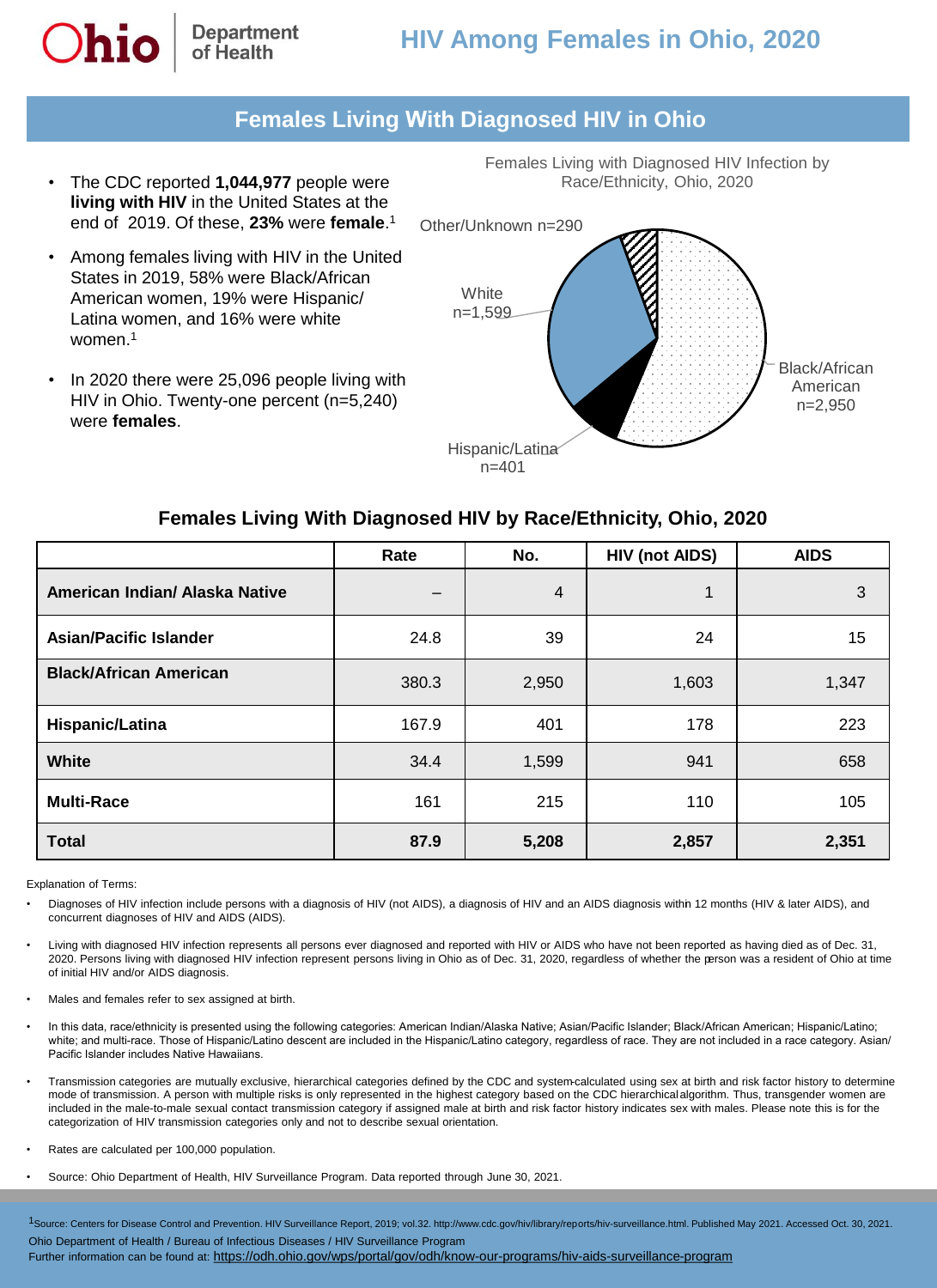# HIV Among Females in Ohio, 2020

## Females Living With Diagnosed HIV in Ohio

- The CDC reported **1,044,977** people were **living with HIV** in the United States at the end of 2019. Of these, **23%** were **female**.[1]
- Among females living with HIV in the United States in 2019, 58% were Black/African American women, 19% were Hispanic/ Latina women, and 16% were white women.[1]
- In 2020 there were 25,096 people living with HIV in Ohio. Twenty-one percent (n=5,240) were **females**.

Females Living with Diagnosed HIV Infection by Race/Ethnicity, Ohio, 2020

Other/Unknown n=290

White n=1,599

Black/African American n=2,950

Hispanic/Latina n=401

### Females Living With Diagnosed HIV by Race/Ethnicity, Ohio, 2020

| | Rate | No. | HIV (not AIDS) | AIDS |
|---|---|---|---|---|
| **American Indian/ Alaska Native** | – | 4 | 1 | 3 |
| **Asian/Pacific Islander** | 24.8 | 39 | 24 | 15 |
| **Black/African American** | 380.3 | 2,950 | 1,603 | 1,347 |
| **Hispanic/Latina** | 167.9 | 401 | 178 | 223 |
| **White** | 34.4 | 1,599 | 941 | 658 |
| **Multi-Race** | 161 | 215 | 110 | 105 |
| **Total** | **87.9** | **5,208** | **2,857** | **2,351** |

Explanation of Terms:

- Diagnoses of HIV infection include persons with a diagnosis of HIV (not AIDS), a diagnosis of HIV and an AIDS diagnosis within 12 months (HIV & later AIDS), and concurrent diagnoses of HIV and AIDS (AIDS).
- Living with diagnosed HIV infection represents all persons ever diagnosed and reported with HIV or AIDS who have not been reported as having died as of Dec. 31, 2020. Persons living with diagnosed HIV infection represent persons living in Ohio as of Dec. 31, 2020, regardless of whether the person was a resident of Ohio at time of initial HIV and/or AIDS diagnosis.
- Males and females refer to sex assigned at birth.
- In this data, race/ethnicity is presented using the following categories: American Indian/Alaska Native; Asian/Pacific Islander; Black/African American; Hispanic/Latino; white; and multi-race. Those of Hispanic/Latino descent are included in the Hispanic/Latino category, regardless of race. They are not included in a race category. Asian/ Pacific Islander includes Native Hawaiians.
- Transmission categories are mutually exclusive, hierarchical categories defined by the CDC and system-calculated using sex at birth and risk factor history to determine mode of transmission. A person with multiple risks is only represented in the highest category based on the CDC hierarchical algorithm. Thus, transgender women are included in the male-to-male sexual contact transmission category if assigned male at birth and risk factor history indicates sex with males. Please note this is for the categorization of HIV transmission categories only and not to describe sexual orientation.
- Rates are calculated per 100,000 population.
- Source: Ohio Department of Health, HIV Surveillance Program. Data reported through June 30, 2021.

[1]Source: Centers for Disease Control and Prevention. HIV Surveillance Report, 2019; vol.32. http://www.cdc.gov/hiv/library/reports/hiv-surveillance.html. Published May 2021. Accessed Oct. 30, 2021.

Ohio Department of Health / Bureau of Infectious Diseases / HIV Surveillance Program

Further information can be found at: https://odh.ohio.gov/wps/portal/gov/odh/know-our-programs/hiv-aids-surveillance-program